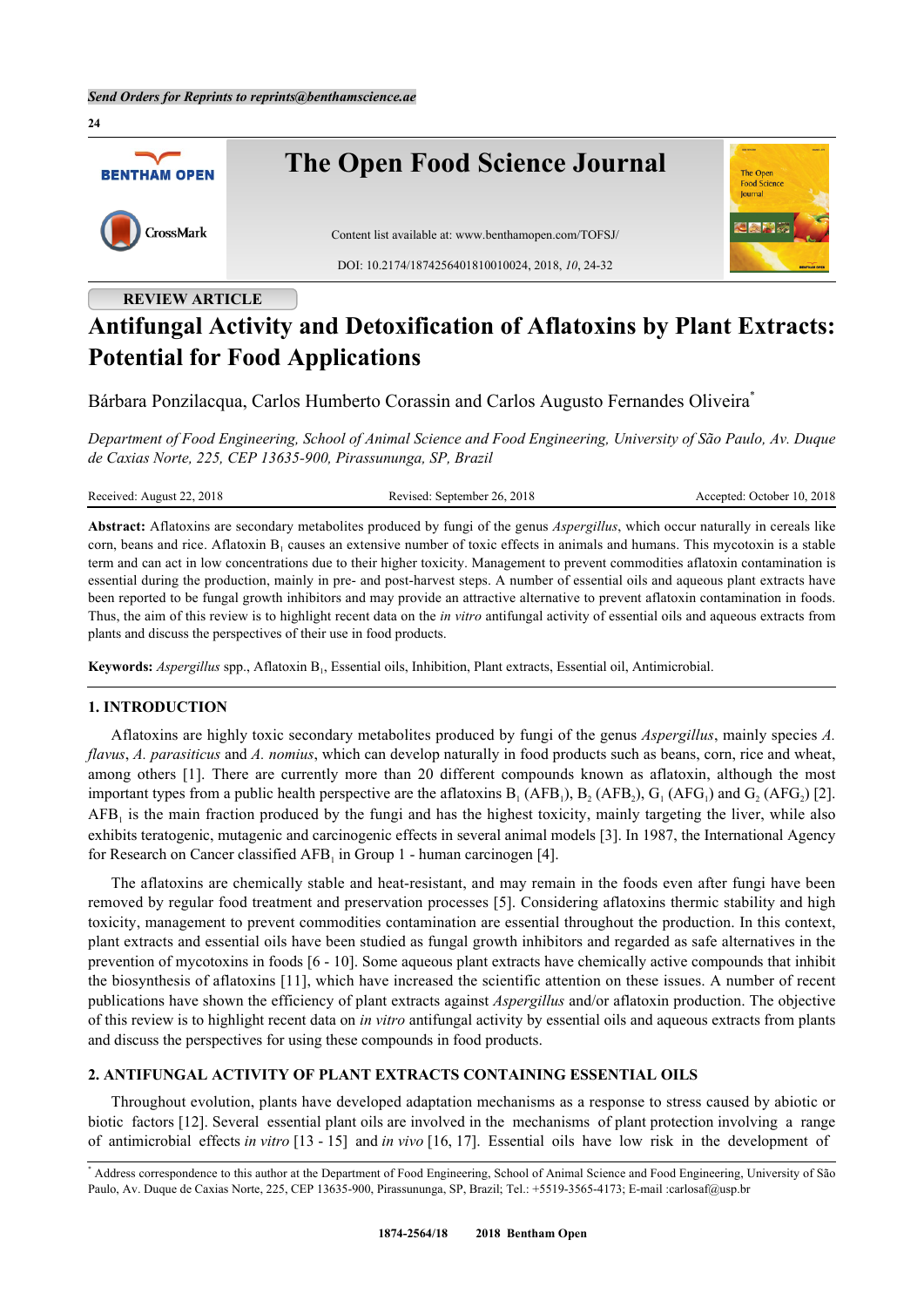Send Orders for Reprints to reprints@benthamscience.ae

**REVIEW ARTICLE**

# Antifungal Activity and Detoxification of Aflatoxins by Plant Extracts: Potential for Food Applications

Bárbara Ponzilacqua, Carlos Humberto Corassin and Carlos Augusto Fernandes Oliveira[*]

*Department of Food Engineering, School of Animal Science and Food Engineering, University of São Paulo, Av. Duque de Caxias Norte, 225, CEP 13635-900, Pirassununga, SP, Brazil*

Received: August 22, 2018 | Revised: September 26, 2018 | Accepted: October 10, 2018

**Abstract:** Aflatoxins are secondary metabolites produced by fungi of the genus *Aspergillus*, which occur naturally in cereals like corn, beans and rice. Aflatoxin $B_1$ causes an extensive number of toxic effects in animals and humans. This mycotoxin is a stable term and can act in low concentrations due to their higher toxicity. Management to prevent commodities aflatoxin contamination is essential during the production, mainly in pre- and post-harvest steps. A number of essential oils and aqueous plant extracts have been reported to be fungal growth inhibitors and may provide an attractive alternative to prevent aflatoxin contamination in foods. Thus, the aim of this review is to highlight recent data on the *in vitro* antifungal activity of essential oils and aqueous extracts from plants and discuss the perspectives of their use in food products.

**Keywords:** *Aspergillus* spp., Aflatoxin $B_1$, Essential oils, Inhibition, Plant extracts, Essential oil, Antimicrobial.

## 1. INTRODUCTION

Aflatoxins are highly toxic secondary metabolites produced by fungi of the genus *Aspergillus*, mainly species *A. flavus*, *A. parasiticus* and *A. nomius*, which can develop naturally in food products such as beans, corn, rice and wheat, among others [1]. There are currently more than 20 different compounds known as aflatoxin, although the most important types from a public health perspective are the aflatoxins $B_1$ ($AFB_1$), $B_2$ ($AFB_2$), $G_1$ ($AFG_1$) and $G_2$ ($AFG_2$) [2]. $AFB_1$ is the main fraction produced by the fungi and has the highest toxicity, mainly targeting the liver, while also exhibits teratogenic, mutagenic and carcinogenic effects in several animal models [3]. In 1987, the International Agency for Research on Cancer classified $AFB_1$ in Group 1 - human carcinogen [4].

The aflatoxins are chemically stable and heat-resistant, and may remain in the foods even after fungi have been removed by regular food treatment and preservation processes [5]. Considering aflatoxins thermic stability and high toxicity, management to prevent commodities contamination are essential throughout the production. In this context, plant extracts and essential oils have been studied as fungal growth inhibitors and regarded as safe alternatives in the prevention of mycotoxins in foods [6 - 10]. Some aqueous plant extracts have chemically active compounds that inhibit the biosynthesis of aflatoxins [11], which have increased the scientific attention on these issues. A number of recent publications have shown the efficiency of plant extracts against *Aspergillus* and/or aflatoxin production. The objective of this review is to highlight recent data on *in vitro* antifungal activity by essential oils and aqueous extracts from plants and discuss the perspectives for using these compounds in food products.

## 2. ANTIFUNGAL ACTIVITY OF PLANT EXTRACTS CONTAINING ESSENTIAL OILS

Throughout evolution, plants have developed adaptation mechanisms as a response to stress caused by abiotic or biotic factors [12]. Several essential plant oils are involved in the mechanisms of plant protection involving a range of antimicrobial effects *in vitro* [13 - 15] and *in vivo* [16, 17]. Essential oils have low risk in the development of

[*] Address correspondence to this author at the Department of Food Engineering, School of Animal Science and Food Engineering, University of São Paulo, Av. Duque de Caxias Norte, 225, CEP 13635-900, Pirassununga, SP, Brazil; Tel.: +5519-3565-4173; E-mail :carlosaf@usp.br

1874-2564/18 2018 Bentham Open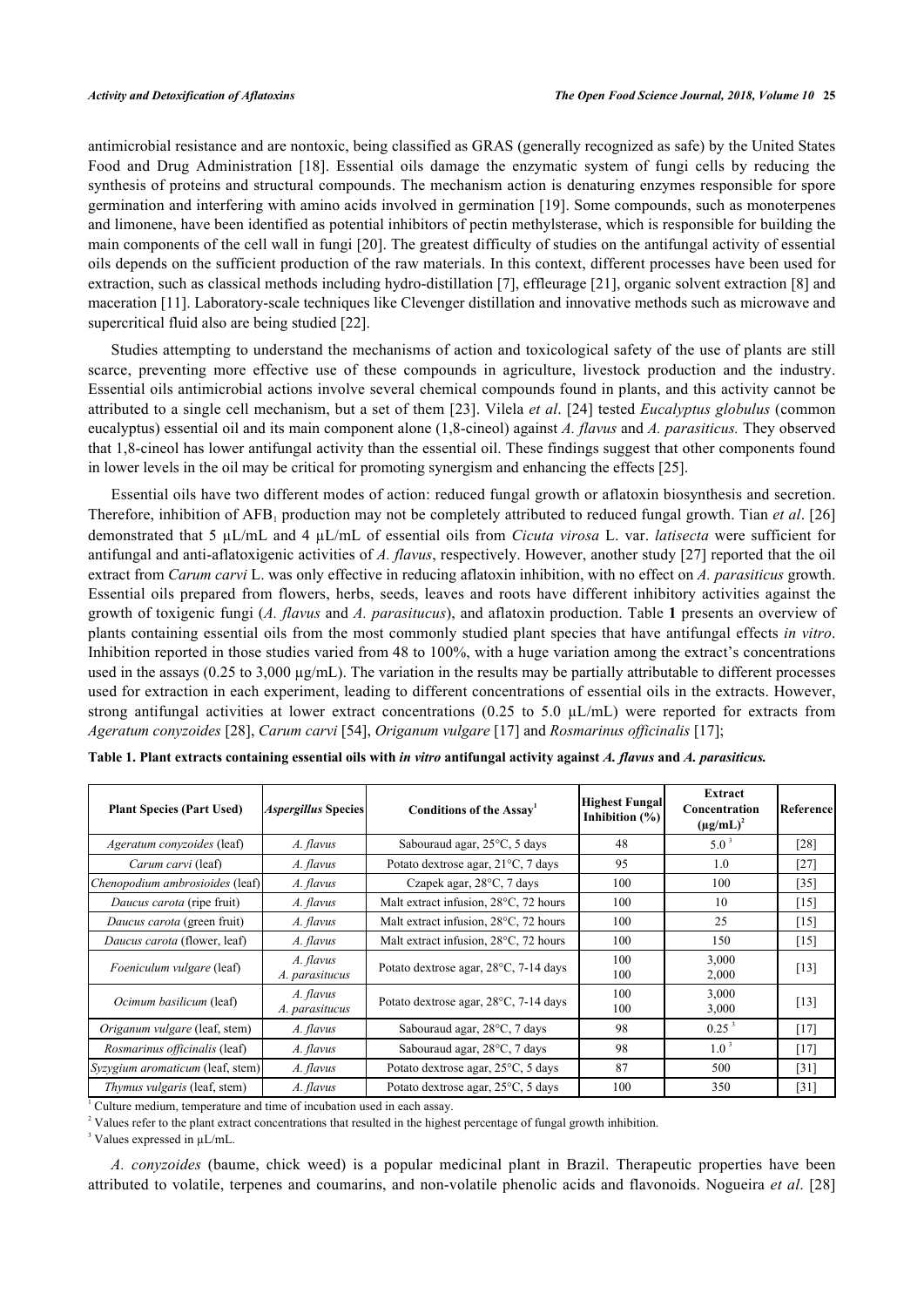antimicrobial resistance and are nontoxic, being classified as GRAS (generally recognized as safe) by the United States Food and Drug Administration [18]. Essential oils damage the enzymatic system of fungi cells by reducing the synthesis of proteins and structural compounds. The mechanism action is denaturing enzymes responsible for spore germination and interfering with amino acids involved in germination [19]. Some compounds, such as monoterpenes and limonene, have been identified as potential inhibitors of pectin methylsterase, which is responsible for building the main components of the cell wall in fungi [20]. The greatest difficulty of studies on the antifungal activity of essential oils depends on the sufficient production of the raw materials. In this context, different processes have been used for extraction, such as classical methods including hydro-distillation [7], effleurage [21], organic solvent extraction [8] and maceration [11]. Laboratory-scale techniques like Clevenger distillation and innovative methods such as microwave and supercritical fluid also are being studied [22].

Studies attempting to understand the mechanisms of action and toxicological safety of the use of plants are still scarce, preventing more effective use of these compounds in agriculture, livestock production and the industry. Essential oils antimicrobial actions involve several chemical compounds found in plants, and this activity cannot be attributed to a single cell mechanism, but a set of them [23]. Vilela *et al*. [24] tested *Eucalyptus globulus* (common eucalyptus) essential oil and its main component alone (1,8-cineol) against *A. flavus* and *A. parasiticus.* They observed that 1,8-cineol has lower antifungal activity than the essential oil. These findings suggest that other components found in lower levels in the oil may be critical for promoting synergism and enhancing the effects [25].

Essential oils have two different modes of action: reduced fungal growth or aflatoxin biosynthesis and secretion. Therefore, inhibition of $AFB_1$ production may not be completely attributed to reduced fungal growth. Tian *et al*. [26] demonstrated that 5 µL/mL and 4 µL/mL of essential oils from *Cicuta virosa* L. var. *latisecta* were sufficient for antifungal and anti-aflatoxigenic activities of *A. flavus*, respectively. However, another study [27] reported that the oil extract from *Carum carvi* L. was only effective in reducing aflatoxin inhibition, with no effect on *A. parasiticus* growth. Essential oils prepared from flowers, herbs, seeds, leaves and roots have different inhibitory activities against the growth of toxigenic fungi (*A. flavus* and *A. parasitucus*), and aflatoxin production. Table **1** presents an overview of plants containing essential oils from the most commonly studied plant species that have antifungal effects *in vitro*. Inhibition reported in those studies varied from 48 to 100%, with a huge variation among the extract's concentrations used in the assays (0.25 to 3,000 µg/mL). The variation in the results may be partially attributable to different processes used for extraction in each experiment, leading to different concentrations of essential oils in the extracts. However, strong antifungal activities at lower extract concentrations (0.25 to 5.0 µL/mL) were reported for extracts from *Ageratum conyzoides* [28], *Carum carvi* [54], *Origanum vulgare* [17] and *Rosmarinus officinalis* [17];

**Table 1. Plant extracts containing essential oils with *in vitro* antifungal activity against *A. flavus* and *A. parasiticus.***

| Plant Species (Part Used) | *Aspergillus* Species | Conditions of the Assay[1] | Highest Fungal Inhibition (%) | Extract Concentration (µg/mL)[2] | Reference |
|---|---|---|---|---|---|
| *Ageratum conyzoides* (leaf) | *A. flavus* | Sabouraud agar, 25°C, 5 days | 48 | 5.0 [3] | [28] |
| *Carum carvi* (leaf) | *A. flavus* | Potato dextrose agar, 21°C, 7 days | 95 | 1.0 | [27] |
| *Chenopodium ambrosioides* (leaf) | *A. flavus* | Czapek agar, 28°C, 7 days | 100 | 100 | [35] |
| *Daucus carota* (ripe fruit) | *A. flavus* | Malt extract infusion, 28°C, 72 hours | 100 | 10 | [15] |
| *Daucus carota* (green fruit) | *A. flavus* | Malt extract infusion, 28°C, 72 hours | 100 | 25 | [15] |
| *Daucus carota* (flower, leaf) | *A. flavus* | Malt extract infusion, 28°C, 72 hours | 100 | 150 | [15] |
| *Foeniculum vulgare* (leaf) | *A. flavus*<br>*A. parasitucus* | Potato dextrose agar, 28°C, 7-14 days | 100<br>100 | 3,000<br>2,000 | [13] |
| *Ocimum basilicum* (leaf) | *A. flavus*<br>*A. parasitucus* | Potato dextrose agar, 28°C, 7-14 days | 100<br>100 | 3,000<br>3,000 | [13] |
| *Origanum vulgare* (leaf, stem) | *A. flavus* | Sabouraud agar, 28°C, 7 days | 98 | 0.25 [3] | [17] |
| *Rosmarinus officinalis* (leaf) | *A. flavus* | Sabouraud agar, 28°C, 7 days | 98 | 1.0 [3] | [17] |
| *Syzygium aromaticum* (leaf, stem) | *A. flavus* | Potato dextrose agar, 25°C, 5 days | 87 | 500 | [31] |
| *Thymus vulgaris* (leaf, stem) | *A. flavus* | Potato dextrose agar, 25°C, 5 days | 100 | 350 | [31] |

[1] Culture medium, temperature and time of incubation used in each assay.

[2] Values refer to the plant extract concentrations that resulted in the highest percentage of fungal growth inhibition.

[3] Values expressed in µL/mL.

*A. conyzoides* (baume, chick weed) is a popular medicinal plant in Brazil. Therapeutic properties have been attributed to volatile, terpenes and coumarins, and non-volatile phenolic acids and flavonoids. Nogueira *et al*. [28]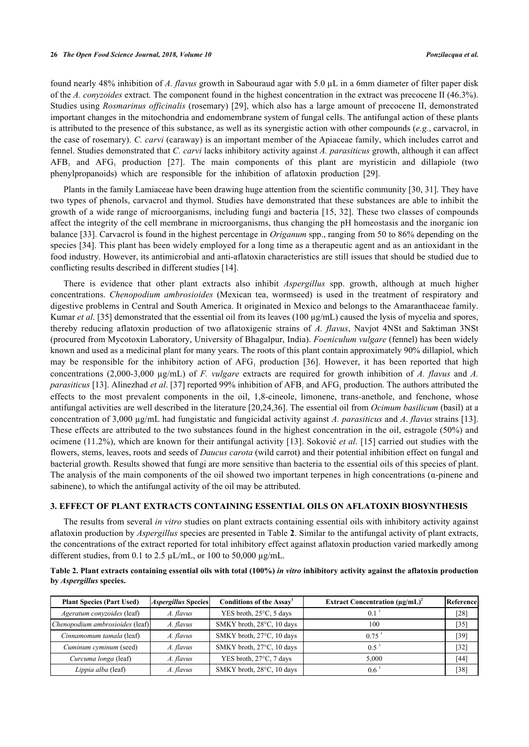found nearly 48% inhibition of *A. flavus* growth in Sabouraud agar with 5.0 µL in a 6mm diameter of filter paper disk of the *A. conyzoides* extract. The component found in the highest concentration in the extract was precocene II (46.3%). Studies using *Rosmarinus officinalis* (rosemary) [29], which also has a large amount of precocene II, demonstrated important changes in the mitochondria and endomembrane system of fungal cells. The antifungal action of these plants is attributed to the presence of this substance, as well as its synergistic action with other compounds (*e.g.*, carvacrol, in the case of rosemary). *C. carvi* (caraway) is an important member of the Apiaceae family, which includes carrot and fennel. Studies demonstrated that *C. carvi* lacks inhibitory activity against *A. parasiticus* growth, although it can affect $AFB_1$ and $AFG_1$ production [27]. The main components of this plant are myristicin and dillapiole (two phenylpropanoids) which are responsible for the inhibition of aflatoxin production [29].

Plants in the family Lamiaceae have been drawing huge attention from the scientific community [30, 31]. They have two types of phenols, carvacrol and thymol. Studies have demonstrated that these substances are able to inhibit the growth of a wide range of microorganisms, including fungi and bacteria [15, 32]. These two classes of compounds affect the integrity of the cell membrane in microorganisms, thus changing the pH homeostasis and the inorganic ion balance [33]. Carvacrol is found in the highest percentage in *Origanum* spp., ranging from 50 to 86% depending on the species [34]. This plant has been widely employed for a long time as a therapeutic agent and as an antioxidant in the food industry. However, its antimicrobial and anti-aflatoxin characteristics are still issues that should be studied due to conflicting results described in different studies [14].

There is evidence that other plant extracts also inhibit *Aspergillus* spp. growth, although at much higher concentrations. *Chenopodium ambrosioides* (Mexican tea, wormseed) is used in the treatment of respiratory and digestive problems in Central and South America. It originated in Mexico and belongs to the Amaranthaceae family. Kumar *et al*. [35] demonstrated that the essential oil from its leaves (100 µg/mL) caused the lysis of mycelia and spores, thereby reducing aflatoxin production of two aflatoxigenic strains of *A. flavus*, Navjot 4NSt and Saktiman 3NSt (procured from Mycotoxin Laboratory, University of Bhagalpur, India). *Foeniculum vulgare* (fennel) has been widely known and used as a medicinal plant for many years. The roots of this plant contain approximately 90% dillapiol, which may be responsible for the inhibitory action of $AFG_1$ production [36]. However, it has been reported that high concentrations (2,000-3,000 µg/mL) of *F. vulgare* extracts are required for growth inhibition of *A. flavus* and *A. parasiticus* [13]. Alinezhad *et al*. [37] reported 99% inhibition of $AFB_1$ and $AFG_1$ production. The authors attributed the effects to the most prevalent components in the oil, 1,8-cineole, limonene, trans-anethole, and fenchone, whose antifungal activities are well described in the literature [20,24,36]. The essential oil from *Ocimum basilicum* (basil) at a concentration of 3,000 µg/mL had fungistatic and fungicidal activity against *A. parasiticus* and *A. flavus* strains [13]. These effects are attributed to the two substances found in the highest concentration in the oil, estragole (50%) and ocimene (11.2%), which are known for their antifungal activity [13]. Soković *et al*. [15] carried out studies with the flowers, stems, leaves, roots and seeds of *Daucus carota* (wild carrot) and their potential inhibition effect on fungal and bacterial growth. Results showed that fungi are more sensitive than bacteria to the essential oils of this species of plant. The analysis of the main components of the oil showed two important terpenes in high concentrations (α-pinene and sabinene), to which the antifungal activity of the oil may be attributed.

## 3. EFFECT OF PLANT EXTRACTS CONTAINING ESSENTIAL OILS ON AFLATOXIN BIOSYNTHESIS

The results from several *in vitro* studies on plant extracts containing essential oils with inhibitory activity against aflatoxin production by *Aspergillus* species are presented in Table **2**. Similar to the antifungal activity of plant extracts, the concentrations of the extract reported for total inhibitory effect against aflatoxin production varied markedly among different studies, from 0.1 to 2.5 µL/mL, or 100 to 50,000 µg/mL.

**Table 2. Plant extracts containing essential oils with total (100%) *in vitro* inhibitory activity against the aflatoxin production by *Aspergillus* species.**

| Plant Species (Part Used) | *Aspergillus* Species | Conditions of the Assay[1] | Extract Concentration (µg/mL)[2] | Reference |
|---|---|---|---|---|
| *Ageratum conyzoides* (leaf) | *A. flavus* | YES broth, 25°C, 5 days | 0.1 [3] | [28] |
| *Chenopodium ambrosioides* (leaf) | *A. flavus* | SMKY broth, 28°C, 10 days | 100 | [35] |
| *Cinnamomum tamala* (leaf) | *A. flavus* | SMKY broth, 27°C, 10 days | 0.75 [3] | [39] |
| *Cuminum cyminum* (seed) | *A. flavus* | SMKY broth, 27°C, 10 days | 0.5 [3] | [32] |
| *Curcuma longa* (leaf) | *A. flavus* | YES broth, 27°C, 7 days | 5,000 | [44] |
| *Lippia alba* (leaf) | *A. flavus* | SMKY broth, 28°C, 10 days | 0.6 [3] | [38] |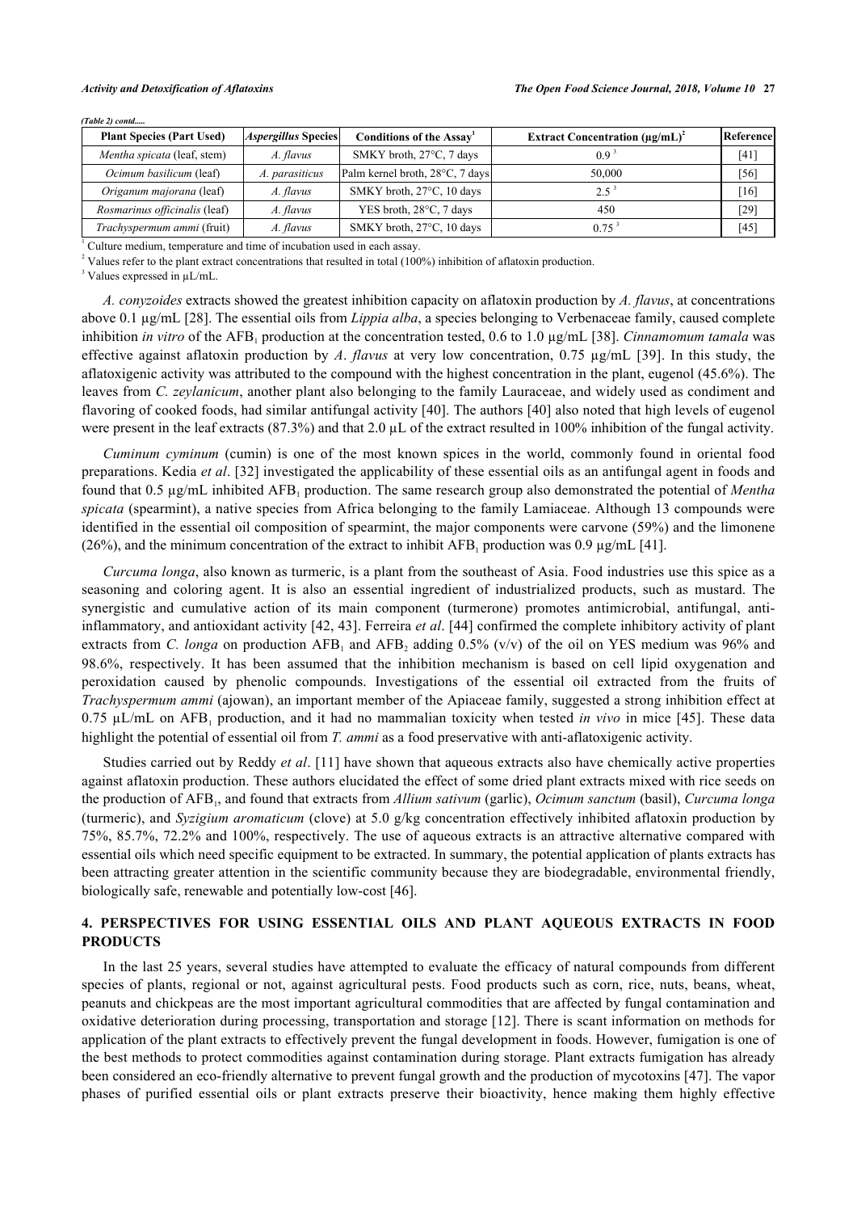*(Table 2) contd.....*

| Plant Species (Part Used) | *Aspergillus* Species | Conditions of the Assay[1] | Extract Concentration (µg/mL)[2] | Reference |
|---|---|---|---|---|
| *Mentha spicata* (leaf, stem) | *A. flavus* | SMKY broth, 27°C, 7 days | 0.9 [3] | [41] |
| *Ocimum basilicum* (leaf) | *A. parasiticus* | Palm kernel broth, 28°C, 7 days | 50,000 | [56] |
| *Origanum majorana* (leaf) | *A. flavus* | SMKY broth, 27°C, 10 days | 2.5 [3] | [16] |
| *Rosmarinus officinalis* (leaf) | *A. flavus* | YES broth, 28°C, 7 days | 450 | [29] |
| *Trachyspermum ammi* (fruit) | *A. flavus* | SMKY broth, 27°C, 10 days | 0.75 [3] | [45] |

[1] Culture medium, temperature and time of incubation used in each assay.
[2] Values refer to the plant extract concentrations that resulted in total (100%) inhibition of aflatoxin production.
[3] Values expressed in µL/mL.

*A. conyzoides* extracts showed the greatest inhibition capacity on aflatoxin production by *A. flavus*, at concentrations above 0.1 µg/mL [28]. The essential oils from *Lippia alba*, a species belonging to Verbenaceae family, caused complete inhibition *in vitro* of the $AFB_1$ production at the concentration tested, 0.6 to 1.0 µg/mL [38]. *Cinnamomum tamala* was effective against aflatoxin production by *A. flavus* at very low concentration, 0.75 µg/mL [39]. In this study, the aflatoxigenic activity was attributed to the compound with the highest concentration in the plant, eugenol (45.6%). The leaves from *C. zeylanicum*, another plant also belonging to the family Lauraceae, and widely used as condiment and flavoring of cooked foods, had similar antifungal activity [40]. The authors [40] also noted that high levels of eugenol were present in the leaf extracts (87.3%) and that 2.0 µL of the extract resulted in 100% inhibition of the fungal activity.

*Cuminum cyminum* (cumin) is one of the most known spices in the world, commonly found in oriental food preparations. Kedia *et al*. [32] investigated the applicability of these essential oils as an antifungal agent in foods and found that 0.5 µg/mL inhibited $AFB_1$ production. The same research group also demonstrated the potential of *Mentha spicata* (spearmint), a native species from Africa belonging to the family Lamiaceae. Although 13 compounds were identified in the essential oil composition of spearmint, the major components were carvone (59%) and the limonene (26%), and the minimum concentration of the extract to inhibit $AFB_1$ production was 0.9 µg/mL [41].

*Curcuma longa*, also known as turmeric, is a plant from the southeast of Asia. Food industries use this spice as a seasoning and coloring agent. It is also an essential ingredient of industrialized products, such as mustard. The synergistic and cumulative action of its main component (turmerone) promotes antimicrobial, antifungal, anti-inflammatory, and antioxidant activity [42, 43]. Ferreira *et al*. [44] confirmed the complete inhibitory activity of plant extracts from *C. longa* on production $AFB_1$ and $AFB_2$ adding 0.5% (v/v) of the oil on YES medium was 96% and 98.6%, respectively. It has been assumed that the inhibition mechanism is based on cell lipid oxygenation and peroxidation caused by phenolic compounds. Investigations of the essential oil extracted from the fruits of *Trachyspermum ammi* (ajowan), an important member of the Apiaceae family, suggested a strong inhibition effect at 0.75 µL/mL on $AFB_1$ production, and it had no mammalian toxicity when tested *in vivo* in mice [45]. These data highlight the potential of essential oil from *T. ammi* as a food preservative with anti-aflatoxigenic activity.

Studies carried out by Reddy *et al*. [11] have shown that aqueous extracts also have chemically active properties against aflatoxin production. These authors elucidated the effect of some dried plant extracts mixed with rice seeds on the production of $AFB_1$, and found that extracts from *Allium sativum* (garlic), *Ocimum sanctum* (basil), *Curcuma longa* (turmeric), and *Syzigium aromaticum* (clove) at 5.0 g/kg concentration effectively inhibited aflatoxin production by 75%, 85.7%, 72.2% and 100%, respectively. The use of aqueous extracts is an attractive alternative compared with essential oils which need specific equipment to be extracted. In summary, the potential application of plants extracts has been attracting greater attention in the scientific community because they are biodegradable, environmental friendly, biologically safe, renewable and potentially low-cost [46].

## 4. PERSPECTIVES FOR USING ESSENTIAL OILS AND PLANT AQUEOUS EXTRACTS IN FOOD PRODUCTS

In the last 25 years, several studies have attempted to evaluate the efficacy of natural compounds from different species of plants, regional or not, against agricultural pests. Food products such as corn, rice, nuts, beans, wheat, peanuts and chickpeas are the most important agricultural commodities that are affected by fungal contamination and oxidative deterioration during processing, transportation and storage [12]. There is scant information on methods for application of the plant extracts to effectively prevent the fungal development in foods. However, fumigation is one of the best methods to protect commodities against contamination during storage. Plant extracts fumigation has already been considered an eco-friendly alternative to prevent fungal growth and the production of mycotoxins [47]. The vapor phases of purified essential oils or plant extracts preserve their bioactivity, hence making them highly effective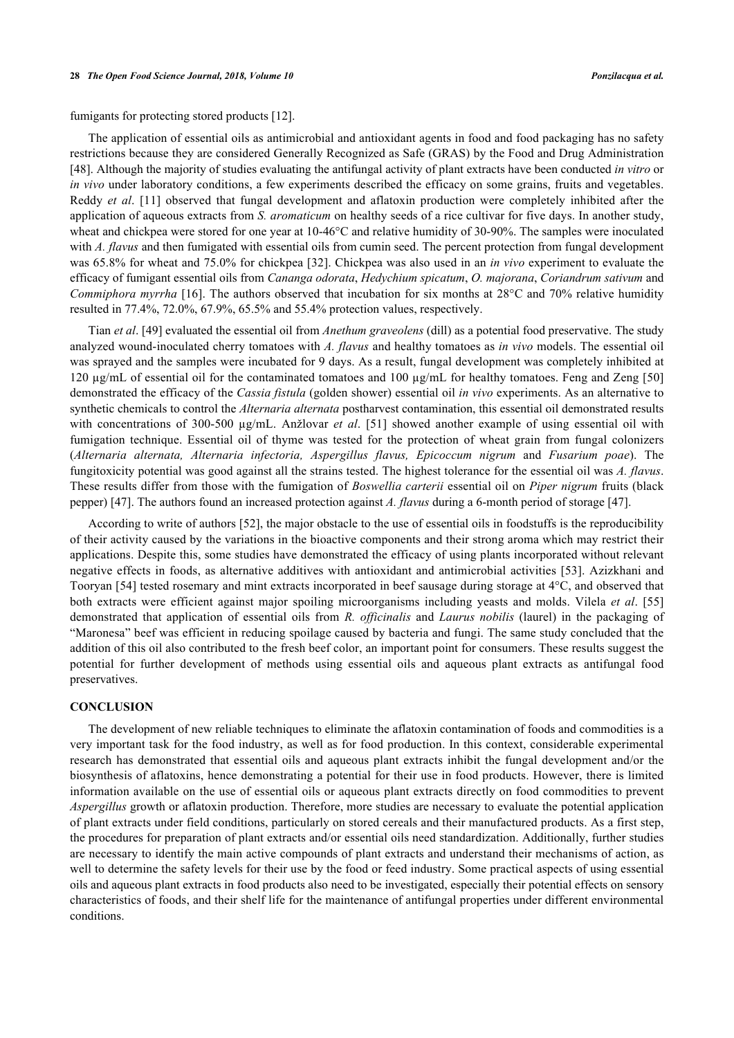fumigants for protecting stored products [12].

The application of essential oils as antimicrobial and antioxidant agents in food and food packaging has no safety restrictions because they are considered Generally Recognized as Safe (GRAS) by the Food and Drug Administration [48]. Although the majority of studies evaluating the antifungal activity of plant extracts have been conducted *in vitro* or *in vivo* under laboratory conditions, a few experiments described the efficacy on some grains, fruits and vegetables. Reddy *et al*. [11] observed that fungal development and aflatoxin production were completely inhibited after the application of aqueous extracts from *S. aromaticum* on healthy seeds of a rice cultivar for five days. In another study, wheat and chickpea were stored for one year at 10-46°C and relative humidity of 30-90%. The samples were inoculated with *A. flavus* and then fumigated with essential oils from cumin seed. The percent protection from fungal development was 65.8% for wheat and 75.0% for chickpea [32]. Chickpea was also used in an *in vivo* experiment to evaluate the efficacy of fumigant essential oils from *Cananga odorata*, *Hedychium spicatum*, *O. majorana*, *Coriandrum sativum* and *Commiphora myrrha* [16]. The authors observed that incubation for six months at 28°C and 70% relative humidity resulted in 77.4%, 72.0%, 67.9%, 65.5% and 55.4% protection values, respectively.

Tian *et al*. [49] evaluated the essential oil from *Anethum graveolens* (dill) as a potential food preservative. The study analyzed wound-inoculated cherry tomatoes with *A. flavus* and healthy tomatoes as *in vivo* models. The essential oil was sprayed and the samples were incubated for 9 days. As a result, fungal development was completely inhibited at 120 µg/mL of essential oil for the contaminated tomatoes and 100 µg/mL for healthy tomatoes. Feng and Zeng [50] demonstrated the efficacy of the *Cassia fistula* (golden shower) essential oil *in vivo* experiments. As an alternative to synthetic chemicals to control the *Alternaria alternata* postharvest contamination, this essential oil demonstrated results with concentrations of 300-500 µg/mL. Anžlovar *et al*. [51] showed another example of using essential oil with fumigation technique. Essential oil of thyme was tested for the protection of wheat grain from fungal colonizers (*Alternaria alternata, Alternaria infectoria, Aspergillus flavus, Epicoccum nigrum* and *Fusarium poae*). The fungitoxicity potential was good against all the strains tested. The highest tolerance for the essential oil was *A. flavus*. These results differ from those with the fumigation of *Boswellia carterii* essential oil on *Piper nigrum* fruits (black pepper) [47]. The authors found an increased protection against *A. flavus* during a 6-month period of storage [47].

According to write of authors [52], the major obstacle to the use of essential oils in foodstuffs is the reproducibility of their activity caused by the variations in the bioactive components and their strong aroma which may restrict their applications. Despite this, some studies have demonstrated the efficacy of using plants incorporated without relevant negative effects in foods, as alternative additives with antioxidant and antimicrobial activities [53]. Azizkhani and Tooryan [54] tested rosemary and mint extracts incorporated in beef sausage during storage at 4°C, and observed that both extracts were efficient against major spoiling microorganisms including yeasts and molds. Vilela *et al*. [55] demonstrated that application of essential oils from *R. officinalis* and *Laurus nobilis* (laurel) in the packaging of "Maronesa" beef was efficient in reducing spoilage caused by bacteria and fungi. The same study concluded that the addition of this oil also contributed to the fresh beef color, an important point for consumers. These results suggest the potential for further development of methods using essential oils and aqueous plant extracts as antifungal food preservatives.

## CONCLUSION

The development of new reliable techniques to eliminate the aflatoxin contamination of foods and commodities is a very important task for the food industry, as well as for food production. In this context, considerable experimental research has demonstrated that essential oils and aqueous plant extracts inhibit the fungal development and/or the biosynthesis of aflatoxins, hence demonstrating a potential for their use in food products. However, there is limited information available on the use of essential oils or aqueous plant extracts directly on food commodities to prevent *Aspergillus* growth or aflatoxin production. Therefore, more studies are necessary to evaluate the potential application of plant extracts under field conditions, particularly on stored cereals and their manufactured products. As a first step, the procedures for preparation of plant extracts and/or essential oils need standardization. Additionally, further studies are necessary to identify the main active compounds of plant extracts and understand their mechanisms of action, as well to determine the safety levels for their use by the food or feed industry. Some practical aspects of using essential oils and aqueous plant extracts in food products also need to be investigated, especially their potential effects on sensory characteristics of foods, and their shelf life for the maintenance of antifungal properties under different environmental conditions.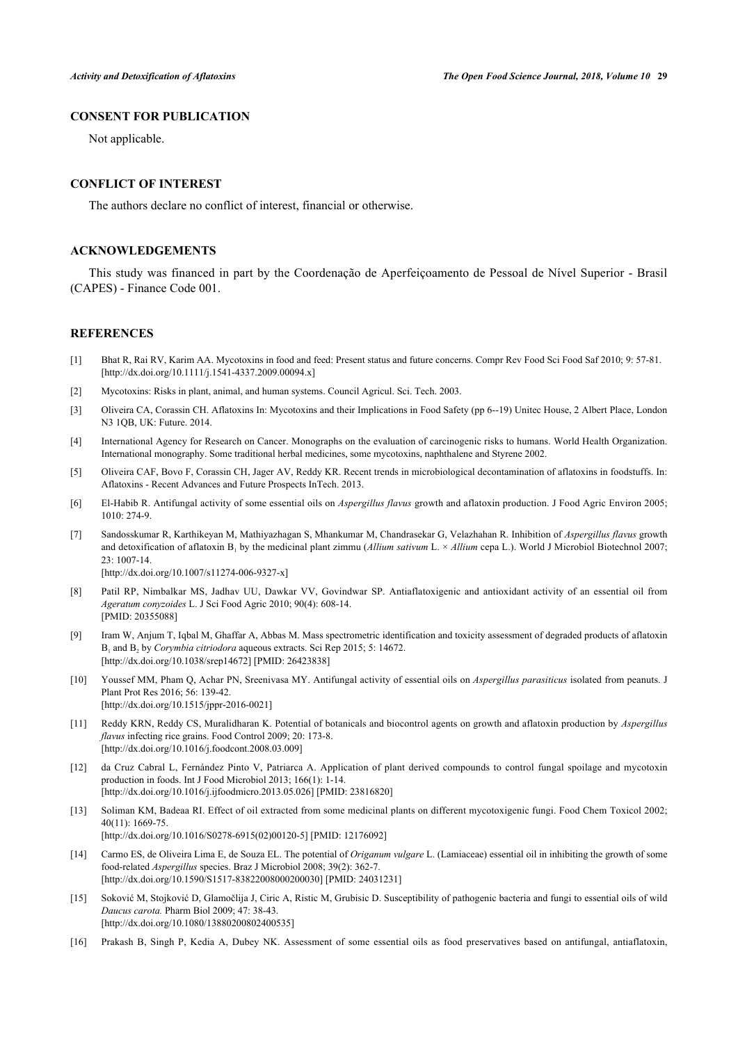## CONSENT FOR PUBLICATION

Not applicable.

## CONFLICT OF INTEREST

The authors declare no conflict of interest, financial or otherwise.

## ACKNOWLEDGEMENTS

This study was financed in part by the Coordenação de Aperfeiçoamento de Pessoal de Nível Superior - Brasil (CAPES) - Finance Code 001.

## REFERENCES

[1] Bhat R, Rai RV, Karim AA. Mycotoxins in food and feed: Present status and future concerns. Compr Rev Food Sci Food Saf 2010; 9: 57-81. [http://dx.doi.org/10.1111/j.1541-4337.2009.00094.x]

[2] Mycotoxins: Risks in plant, animal, and human systems. Council Agricul. Sci. Tech. 2003.

[3] Oliveira CA, Corassin CH. Aflatoxins In: Mycotoxins and their Implications in Food Safety (pp 6--19) Unitec House, 2 Albert Place, London N3 1QB, UK: Future. 2014.

[4] International Agency for Research on Cancer. Monographs on the evaluation of carcinogenic risks to humans. World Health Organization. International monography. Some traditional herbal medicines, some mycotoxins, naphthalene and Styrene 2002.

[5] Oliveira CAF, Bovo F, Corassin CH, Jager AV, Reddy KR. Recent trends in microbiological decontamination of aflatoxins in foodstuffs. In: Aflatoxins - Recent Advances and Future Prospects InTech. 2013.

[6] El-Habib R. Antifungal activity of some essential oils on *Aspergillus flavus* growth and aflatoxin production. J Food Agric Environ 2005; 1010: 274-9.

[7] Sandosskumar R, Karthikeyan M, Mathiyazhagan S, Mhankumar M, Chandrasekar G, Velazhahan R. Inhibition of *Aspergillus flavus* growth and detoxification of aflatoxin $B_1$ by the medicinal plant zimmu (*Allium sativum* L. × *Allium* cepa L.). World J Microbiol Biotechnol 2007; 23: 1007-14. [http://dx.doi.org/10.1007/s11274-006-9327-x]

[8] Patil RP, Nimbalkar MS, Jadhav UU, Dawkar VV, Govindwar SP. Antiaflatoxigenic and antioxidant activity of an essential oil from *Ageratum conyzoides* L. J Sci Food Agric 2010; 90(4): 608-14. [PMID: 20355088]

[9] Iram W, Anjum T, Iqbal M, Ghaffar A, Abbas M. Mass spectrometric identification and toxicity assessment of degraded products of aflatoxin $B_1$ and $B_2$ by *Corymbia citriodora* aqueous extracts. Sci Rep 2015; 5: 14672. [http://dx.doi.org/10.1038/srep14672] [PMID: 26423838]

[10] Youssef MM, Pham Q, Achar PN, Sreenivasa MY. Antifungal activity of essential oils on *Aspergillus parasiticus* isolated from peanuts. J Plant Prot Res 2016; 56: 139-42. [http://dx.doi.org/10.1515/jppr-2016-0021]

[11] Reddy KRN, Reddy CS, Muralidharan K. Potential of botanicals and biocontrol agents on growth and aflatoxin production by *Aspergillus flavus* infecting rice grains. Food Control 2009; 20: 173-8. [http://dx.doi.org/10.1016/j.foodcont.2008.03.009]

[12] da Cruz Cabral L, Fernández Pinto V, Patriarca A. Application of plant derived compounds to control fungal spoilage and mycotoxin production in foods. Int J Food Microbiol 2013; 166(1): 1-14. [http://dx.doi.org/10.1016/j.ijfoodmicro.2013.05.026] [PMID: 23816820]

[13] Soliman KM, Badeaa RI. Effect of oil extracted from some medicinal plants on different mycotoxigenic fungi. Food Chem Toxicol 2002; 40(11): 1669-75. [http://dx.doi.org/10.1016/S0278-6915(02)00120-5] [PMID: 12176092]

[14] Carmo ES, de Oliveira Lima E, de Souza EL. The potential of *Origanum vulgare* L. (Lamiaceae) essential oil in inhibiting the growth of some food-related *Aspergillus* species. Braz J Microbiol 2008; 39(2): 362-7. [http://dx.doi.org/10.1590/S1517-83822008000200030] [PMID: 24031231]

[15] Soković M, Stojković D, Glamočlija J, Ciric A, Ristic M, Grubisic D. Susceptibility of pathogenic bacteria and fungi to essential oils of wild *Daucus carota.* Pharm Biol 2009; 47: 38-43. [http://dx.doi.org/10.1080/13880200802400535]

[16] Prakash B, Singh P, Kedia A, Dubey NK. Assessment of some essential oils as food preservatives based on antifungal, antiaflatoxin,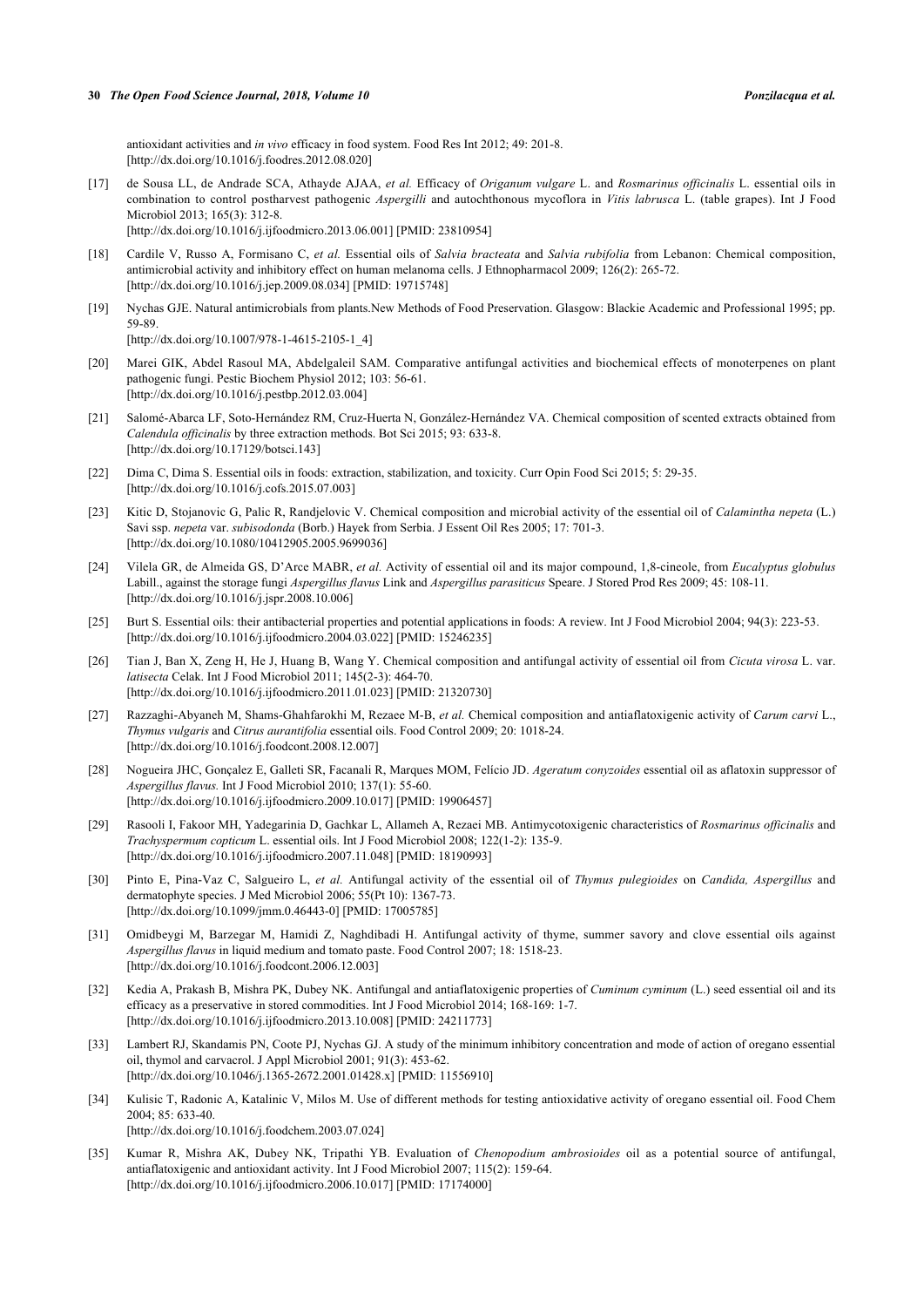antioxidant activities and *in vivo* efficacy in food system. Food Res Int 2012; 49: 201-8.
[http://dx.doi.org/10.1016/j.foodres.2012.08.020]

[17] de Sousa LL, de Andrade SCA, Athayde AJAA, *et al.* Efficacy of *Origanum vulgare* L. and *Rosmarinus officinalis* L. essential oils in combination to control postharvest pathogenic *Aspergilli* and autochthonous mycoflora in *Vitis labrusca* L. (table grapes). Int J Food Microbiol 2013; 165(3): 312-8.
[http://dx.doi.org/10.1016/j.ijfoodmicro.2013.06.001] [PMID: 23810954]

[18] Cardile V, Russo A, Formisano C, *et al.* Essential oils of *Salvia bracteata* and *Salvia rubifolia* from Lebanon: Chemical composition, antimicrobial activity and inhibitory effect on human melanoma cells. J Ethnopharmacol 2009; 126(2): 265-72.
[http://dx.doi.org/10.1016/j.jep.2009.08.034] [PMID: 19715748]

[19] Nychas GJE. Natural antimicrobials from plants.New Methods of Food Preservation. Glasgow: Blackie Academic and Professional 1995; pp. 59-89.
[http://dx.doi.org/10.1007/978-1-4615-2105-1_4]

[20] Marei GIK, Abdel Rasoul MA, Abdelgaleil SAM. Comparative antifungal activities and biochemical effects of monoterpenes on plant pathogenic fungi. Pestic Biochem Physiol 2012; 103: 56-61.
[http://dx.doi.org/10.1016/j.pestbp.2012.03.004]

[21] Salomé-Abarca LF, Soto-Hernández RM, Cruz-Huerta N, González-Hernández VA. Chemical composition of scented extracts obtained from *Calendula officinalis* by three extraction methods. Bot Sci 2015; 93: 633-8.
[http://dx.doi.org/10.17129/botsci.143]

[22] Dima C, Dima S. Essential oils in foods: extraction, stabilization, and toxicity. Curr Opin Food Sci 2015; 5: 29-35.
[http://dx.doi.org/10.1016/j.cofs.2015.07.003]

[23] Kitic D, Stojanovic G, Palic R, Randjelovic V. Chemical composition and microbial activity of the essential oil of *Calamintha nepeta* (L.) Savi ssp. *nepeta* var. *subisodonda* (Borb.) Hayek from Serbia. J Essent Oil Res 2005; 17: 701-3.
[http://dx.doi.org/10.1080/10412905.2005.9699036]

[24] Vilela GR, de Almeida GS, D'Arce MABR, *et al.* Activity of essential oil and its major compound, 1,8-cineole, from *Eucalyptus globulus* Labill., against the storage fungi *Aspergillus flavus* Link and *Aspergillus parasiticus* Speare. J Stored Prod Res 2009; 45: 108-11.
[http://dx.doi.org/10.1016/j.jspr.2008.10.006]

[25] Burt S. Essential oils: their antibacterial properties and potential applications in foods: A review. Int J Food Microbiol 2004; 94(3): 223-53.
[http://dx.doi.org/10.1016/j.ijfoodmicro.2004.03.022] [PMID: 15246235]

[26] Tian J, Ban X, Zeng H, He J, Huang B, Wang Y. Chemical composition and antifungal activity of essential oil from *Cicuta virosa* L. var. *latisecta* Celak. Int J Food Microbiol 2011; 145(2-3): 464-70.
[http://dx.doi.org/10.1016/j.ijfoodmicro.2011.01.023] [PMID: 21320730]

[27] Razzaghi-Abyaneh M, Shams-Ghahfarokhi M, Rezaee M-B, *et al.* Chemical composition and antiaflatoxigenic activity of *Carum carvi* L., *Thymus vulgaris* and *Citrus aurantifolia* essential oils. Food Control 2009; 20: 1018-24.
[http://dx.doi.org/10.1016/j.foodcont.2008.12.007]

[28] Nogueira JHC, Gonçalez E, Galleti SR, Facanali R, Marques MOM, Felício JD. *Ageratum conyzoides* essential oil as aflatoxin suppressor of *Aspergillus flavus.* Int J Food Microbiol 2010; 137(1): 55-60.
[http://dx.doi.org/10.1016/j.ijfoodmicro.2009.10.017] [PMID: 19906457]

[29] Rasooli I, Fakoor MH, Yadegarinia D, Gachkar L, Allameh A, Rezaei MB. Antimycotoxigenic characteristics of *Rosmarinus officinalis* and *Trachyspermum copticum* L. essential oils. Int J Food Microbiol 2008; 122(1-2): 135-9.
[http://dx.doi.org/10.1016/j.ijfoodmicro.2007.11.048] [PMID: 18190993]

[30] Pinto E, Pina-Vaz C, Salgueiro L, *et al.* Antifungal activity of the essential oil of *Thymus pulegioides* on *Candida, Aspergillus* and dermatophyte species. J Med Microbiol 2006; 55(Pt 10): 1367-73.
[http://dx.doi.org/10.1099/jmm.0.46443-0] [PMID: 17005785]

[31] Omidbeygi M, Barzegar M, Hamidi Z, Naghdibadi H. Antifungal activity of thyme, summer savory and clove essential oils against *Aspergillus flavus* in liquid medium and tomato paste. Food Control 2007; 18: 1518-23.
[http://dx.doi.org/10.1016/j.foodcont.2006.12.003]

[32] Kedia A, Prakash B, Mishra PK, Dubey NK. Antifungal and antiaflatoxigenic properties of *Cuminum cyminum* (L.) seed essential oil and its efficacy as a preservative in stored commodities. Int J Food Microbiol 2014; 168-169: 1-7.
[http://dx.doi.org/10.1016/j.ijfoodmicro.2013.10.008] [PMID: 24211773]

[33] Lambert RJ, Skandamis PN, Coote PJ, Nychas GJ. A study of the minimum inhibitory concentration and mode of action of oregano essential oil, thymol and carvacrol. J Appl Microbiol 2001; 91(3): 453-62.
[http://dx.doi.org/10.1046/j.1365-2672.2001.01428.x] [PMID: 11556910]

[34] Kulisic T, Radonic A, Katalinic V, Milos M. Use of different methods for testing antioxidative activity of oregano essential oil. Food Chem 2004; 85: 633-40.
[http://dx.doi.org/10.1016/j.foodchem.2003.07.024]

[35] Kumar R, Mishra AK, Dubey NK, Tripathi YB. Evaluation of *Chenopodium ambrosioides* oil as a potential source of antifungal, antiaflatoxigenic and antioxidant activity. Int J Food Microbiol 2007; 115(2): 159-64.
[http://dx.doi.org/10.1016/j.ijfoodmicro.2006.10.017] [PMID: 17174000]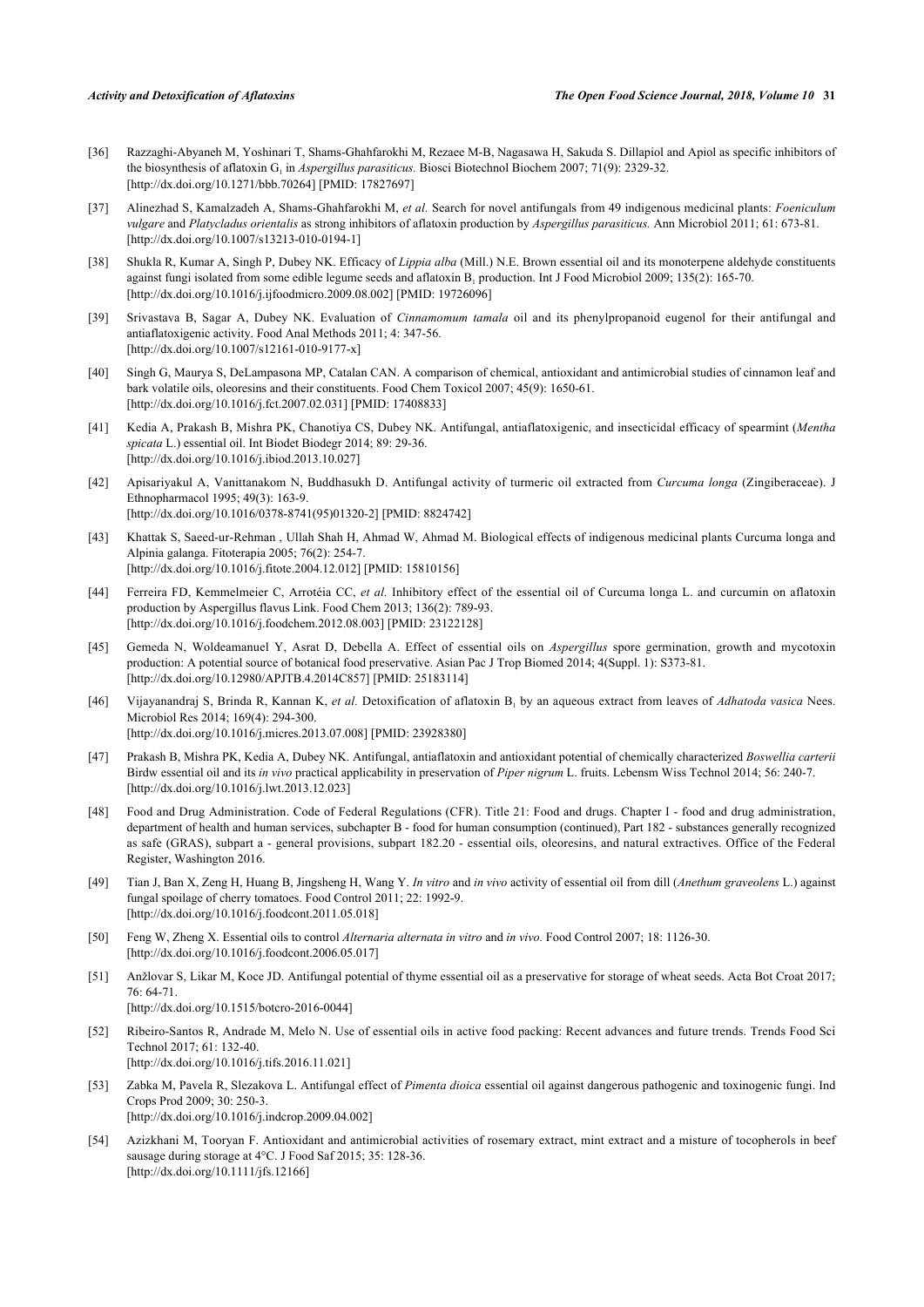[36] Razzaghi-Abyaneh M, Yoshinari T, Shams-Ghahfarokhi M, Rezaee M-B, Nagasawa H, Sakuda S. Dillapiol and Apiol as specific inhibitors of the biosynthesis of aflatoxin $G_1$ in *Aspergillus parasiticus.* Biosci Biotechnol Biochem 2007; 71(9): 2329-32. [http://dx.doi.org/10.1271/bbb.70264] [PMID: 17827697]

[37] Alinezhad S, Kamalzadeh A, Shams-Ghahfarokhi M, *et al.* Search for novel antifungals from 49 indigenous medicinal plants: *Foeniculum vulgare* and *Platycladus orientalis* as strong inhibitors of aflatoxin production by *Aspergillus parasiticus.* Ann Microbiol 2011; 61: 673-81. [http://dx.doi.org/10.1007/s13213-010-0194-1]

[38] Shukla R, Kumar A, Singh P, Dubey NK. Efficacy of *Lippia alba* (Mill.) N.E. Brown essential oil and its monoterpene aldehyde constituents against fungi isolated from some edible legume seeds and aflatoxin $B_1$ production. Int J Food Microbiol 2009; 135(2): 165-70. [http://dx.doi.org/10.1016/j.ijfoodmicro.2009.08.002] [PMID: 19726096]

[39] Srivastava B, Sagar A, Dubey NK. Evaluation of *Cinnamomum tamala* oil and its phenylpropanoid eugenol for their antifungal and antiaflatoxigenic activity. Food Anal Methods 2011; 4: 347-56. [http://dx.doi.org/10.1007/s12161-010-9177-x]

[40] Singh G, Maurya S, DeLampasona MP, Catalan CAN. A comparison of chemical, antioxidant and antimicrobial studies of cinnamon leaf and bark volatile oils, oleoresins and their constituents. Food Chem Toxicol 2007; 45(9): 1650-61. [http://dx.doi.org/10.1016/j.fct.2007.02.031] [PMID: 17408833]

[41] Kedia A, Prakash B, Mishra PK, Chanotiya CS, Dubey NK. Antifungal, antiaflatoxigenic, and insecticidal efficacy of spearmint (*Mentha spicata* L.) essential oil. Int Biodet Biodegr 2014; 89: 29-36. [http://dx.doi.org/10.1016/j.ibiod.2013.10.027]

[42] Apisariyakul A, Vanittanakom N, Buddhasukh D. Antifungal activity of turmeric oil extracted from *Curcuma longa* (Zingiberaceae). J Ethnopharmacol 1995; 49(3): 163-9. [http://dx.doi.org/10.1016/0378-8741(95)01320-2] [PMID: 8824742]

[43] Khattak S, Saeed-ur-Rehman , Ullah Shah H, Ahmad W, Ahmad M. Biological effects of indigenous medicinal plants Curcuma longa and Alpinia galanga. Fitoterapia 2005; 76(2): 254-7. [http://dx.doi.org/10.1016/j.fitote.2004.12.012] [PMID: 15810156]

[44] Ferreira FD, Kemmelmeier C, Arrotéia CC, *et al.* Inhibitory effect of the essential oil of Curcuma longa L. and curcumin on aflatoxin production by Aspergillus flavus Link. Food Chem 2013; 136(2): 789-93. [http://dx.doi.org/10.1016/j.foodchem.2012.08.003] [PMID: 23122128]

[45] Gemeda N, Woldeamanuel Y, Asrat D, Debella A. Effect of essential oils on *Aspergillus* spore germination, growth and mycotoxin production: A potential source of botanical food preservative. Asian Pac J Trop Biomed 2014; 4(Suppl. 1): S373-81. [http://dx.doi.org/10.12980/APJTB.4.2014C857] [PMID: 25183114]

[46] Vijayanandraj S, Brinda R, Kannan K, *et al.* Detoxification of aflatoxin $B_1$ by an aqueous extract from leaves of *Adhatoda vasica* Nees. Microbiol Res 2014; 169(4): 294-300. [http://dx.doi.org/10.1016/j.micres.2013.07.008] [PMID: 23928380]

[47] Prakash B, Mishra PK, Kedia A, Dubey NK. Antifungal, antiaflatoxin and antioxidant potential of chemically characterized *Boswellia carterii* Birdw essential oil and its *in vivo* practical applicability in preservation of *Piper nigrum* L. fruits. Lebensm Wiss Technol 2014; 56: 240-7. [http://dx.doi.org/10.1016/j.lwt.2013.12.023]

[48] Food and Drug Administration. Code of Federal Regulations (CFR). Title 21: Food and drugs. Chapter I - food and drug administration, department of health and human services, subchapter B - food for human consumption (continued), Part 182 - substances generally recognized as safe (GRAS), subpart a - general provisions, subpart 182.20 - essential oils, oleoresins, and natural extractives. Office of the Federal Register, Washington 2016.

[49] Tian J, Ban X, Zeng H, Huang B, Jingsheng H, Wang Y. *In vitro* and *in vivo* activity of essential oil from dill (*Anethum graveolens* L.) against fungal spoilage of cherry tomatoes. Food Control 2011; 22: 1992-9. [http://dx.doi.org/10.1016/j.foodcont.2011.05.018]

[50] Feng W, Zheng X. Essential oils to control *Alternaria alternata in vitro* and *in vivo.* Food Control 2007; 18: 1126-30. [http://dx.doi.org/10.1016/j.foodcont.2006.05.017]

[51] Anžlovar S, Likar M, Koce JD. Antifungal potential of thyme essential oil as a preservative for storage of wheat seeds. Acta Bot Croat 2017; 76: 64-71. [http://dx.doi.org/10.1515/botcro-2016-0044]

[52] Ribeiro-Santos R, Andrade M, Melo N. Use of essential oils in active food packing: Recent advances and future trends. Trends Food Sci Technol 2017; 61: 132-40. [http://dx.doi.org/10.1016/j.tifs.2016.11.021]

[53] Zabka M, Pavela R, Slezakova L. Antifungal effect of *Pimenta dioica* essential oil against dangerous pathogenic and toxinogenic fungi. Ind Crops Prod 2009; 30: 250-3. [http://dx.doi.org/10.1016/j.indcrop.2009.04.002]

[54] Azizkhani M, Tooryan F. Antioxidant and antimicrobial activities of rosemary extract, mint extract and a misture of tocopherols in beef sausage during storage at 4°C. J Food Saf 2015; 35: 128-36. [http://dx.doi.org/10.1111/jfs.12166]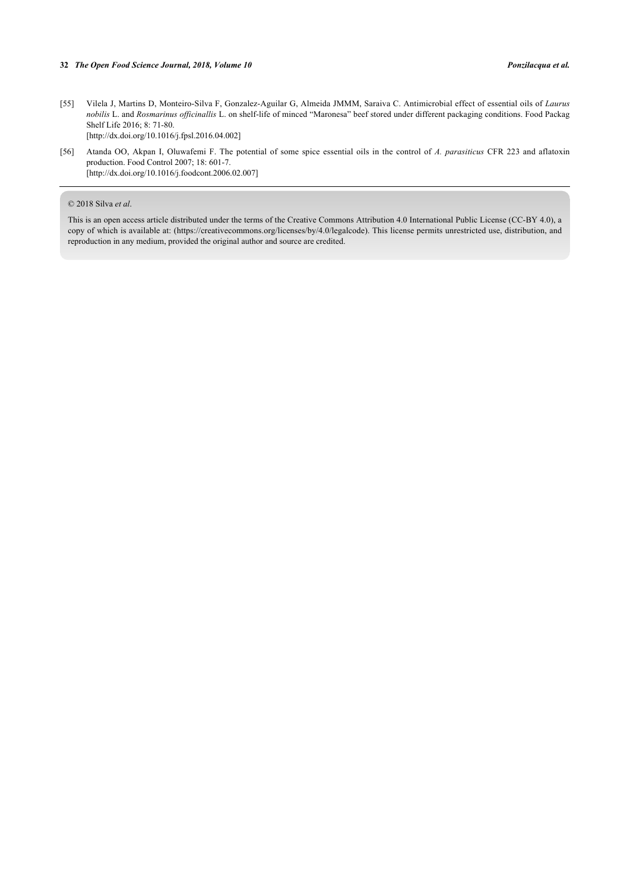[55] Vilela J, Martins D, Monteiro-Silva F, Gonzalez-Aguilar G, Almeida JMMM, Saraiva C. Antimicrobial effect of essential oils of *Laurus nobilis* L. and *Rosmarinus officinallis* L. on shelf-life of minced "Maronesa" beef stored under different packaging conditions. Food Packag Shelf Life 2016; 8: 71-80.
[http://dx.doi.org/10.1016/j.fpsl.2016.04.002]

[56] Atanda OO, Akpan I, Oluwafemi F. The potential of some spice essential oils in the control of *A. parasiticus* CFR 223 and aflatoxin production. Food Control 2007; 18: 601-7.
[http://dx.doi.org/10.1016/j.foodcont.2006.02.007]

© 2018 Silva *et al*.

This is an open access article distributed under the terms of the Creative Commons Attribution 4.0 International Public License (CC-BY 4.0), a copy of which is available at: (https://creativecommons.org/licenses/by/4.0/legalcode). This license permits unrestricted use, distribution, and reproduction in any medium, provided the original author and source are credited.